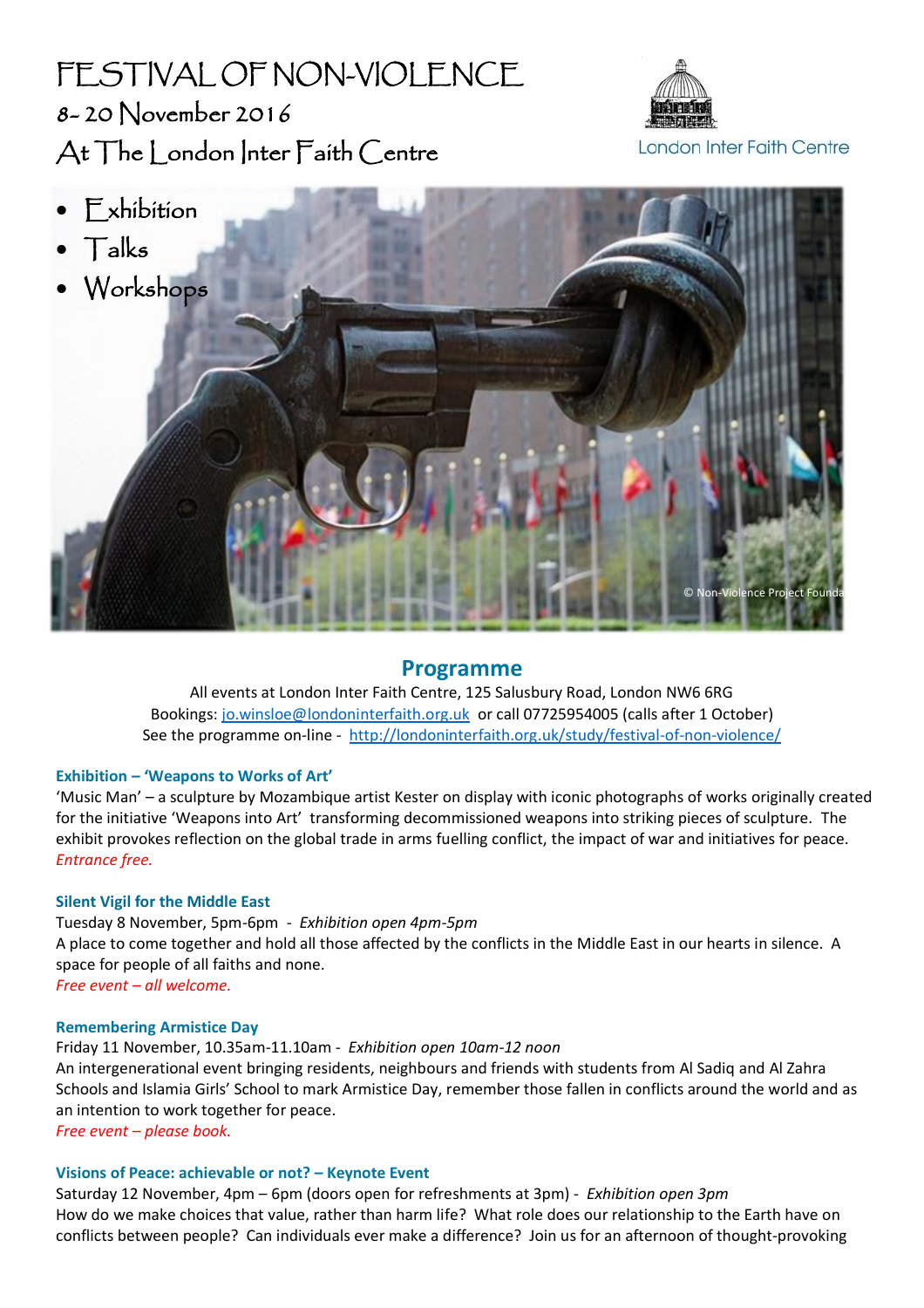# FESTIVAL OF NON-VIOLENCE

## 8- 20 November 2016

## At The London Inter Faith Centre

London Inter Faith Centre

- Exhibition
- Talks
- Workshops

© Non-Violence Project Founda

## Programme

All events at London Inter Faith Centre, 125 Salusbury Road, London NW6 6RG
Bookings: jo.winsloe@londoninterfaith.org.uk or call 07725954005 (calls after 1 October)
See the programme on-line - http://londoninterfaith.org.uk/study/festival-of-non-violence/

### Exhibition – 'Weapons to Works of Art'

'Music Man' – a sculpture by Mozambique artist Kester on display with iconic photographs of works originally created for the initiative 'Weapons into Art' transforming decommissioned weapons into striking pieces of sculpture. The exhibit provokes reflection on the global trade in arms fuelling conflict, the impact of war and initiatives for peace.
*Entrance free.*

### Silent Vigil for the Middle East

Tuesday 8 November, 5pm-6pm - *Exhibition open 4pm-5pm*
A place to come together and hold all those affected by the conflicts in the Middle East in our hearts in silence. A space for people of all faiths and none.
*Free event – all welcome.*

### Remembering Armistice Day

Friday 11 November, 10.35am-11.10am - *Exhibition open 10am-12 noon*
An intergenerational event bringing residents, neighbours and friends with students from Al Sadiq and Al Zahra Schools and Islamia Girls' School to mark Armistice Day, remember those fallen in conflicts around the world and as an intention to work together for peace.
*Free event – please book.*

### Visions of Peace: achievable or not? – Keynote Event

Saturday 12 November, 4pm – 6pm (doors open for refreshments at 3pm) - *Exhibition open 3pm*
How do we make choices that value, rather than harm life? What role does our relationship to the Earth have on conflicts between people? Can individuals ever make a difference? Join us for an afternoon of thought-provoking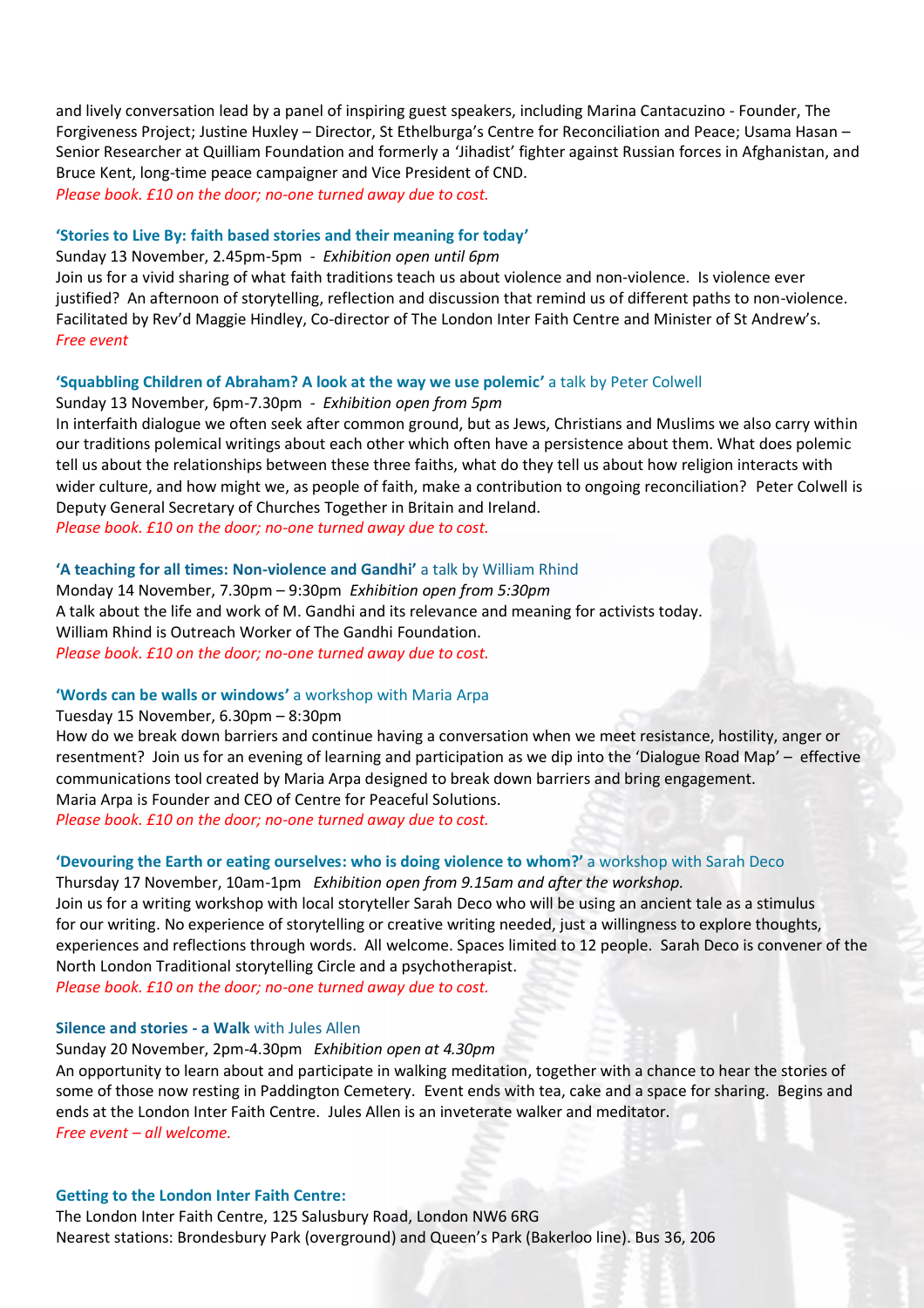and lively conversation lead by a panel of inspiring guest speakers, including Marina Cantacuzino - Founder, The Forgiveness Project; Justine Huxley – Director, St Ethelburga's Centre for Reconciliation and Peace; Usama Hasan – Senior Researcher at Quilliam Foundation and formerly a 'Jihadist' fighter against Russian forces in Afghanistan, and Bruce Kent, long-time peace campaigner and Vice President of CND.
*Please book. £10 on the door; no-one turned away due to cost.*

**'Stories to Live By: faith based stories and their meaning for today'**
Sunday 13 November, 2.45pm-5pm - *Exhibition open until 6pm*
Join us for a vivid sharing of what faith traditions teach us about violence and non-violence. Is violence ever justified? An afternoon of storytelling, reflection and discussion that remind us of different paths to non-violence. Facilitated by Rev'd Maggie Hindley, Co-director of The London Inter Faith Centre and Minister of St Andrew's.
*Free event*

**'Squabbling Children of Abraham? A look at the way we use polemic'** a talk by Peter Colwell
Sunday 13 November, 6pm-7.30pm - *Exhibition open from 5pm*
In interfaith dialogue we often seek after common ground, but as Jews, Christians and Muslims we also carry within our traditions polemical writings about each other which often have a persistence about them. What does polemic tell us about the relationships between these three faiths, what do they tell us about how religion interacts with wider culture, and how might we, as people of faith, make a contribution to ongoing reconciliation? Peter Colwell is Deputy General Secretary of Churches Together in Britain and Ireland.
*Please book. £10 on the door; no-one turned away due to cost.*

**'A teaching for all times: Non-violence and Gandhi'** a talk by William Rhind
Monday 14 November, 7.30pm – 9:30pm *Exhibition open from 5:30pm*
A talk about the life and work of M. Gandhi and its relevance and meaning for activists today.
William Rhind is Outreach Worker of The Gandhi Foundation.
*Please book. £10 on the door; no-one turned away due to cost.*

**'Words can be walls or windows'** a workshop with Maria Arpa
Tuesday 15 November, 6.30pm – 8:30pm
How do we break down barriers and continue having a conversation when we meet resistance, hostility, anger or resentment? Join us for an evening of learning and participation as we dip into the 'Dialogue Road Map' – effective communications tool created by Maria Arpa designed to break down barriers and bring engagement.
Maria Arpa is Founder and CEO of Centre for Peaceful Solutions.
*Please book. £10 on the door; no-one turned away due to cost.*

**'Devouring the Earth or eating ourselves: who is doing violence to whom?'** a workshop with Sarah Deco
Thursday 17 November, 10am-1pm *Exhibition open from 9.15am and after the workshop.*
Join us for a writing workshop with local storyteller Sarah Deco who will be using an ancient tale as a stimulus for our writing. No experience of storytelling or creative writing needed, just a willingness to explore thoughts, experiences and reflections through words. All welcome. Spaces limited to 12 people. Sarah Deco is convener of the North London Traditional storytelling Circle and a psychotherapist.
*Please book. £10 on the door; no-one turned away due to cost.*

**Silence and stories - a Walk** with Jules Allen
Sunday 20 November, 2pm-4.30pm *Exhibition open at 4.30pm*
An opportunity to learn about and participate in walking meditation, together with a chance to hear the stories of some of those now resting in Paddington Cemetery. Event ends with tea, cake and a space for sharing. Begins and ends at the London Inter Faith Centre. Jules Allen is an inveterate walker and meditator.
*Free event – all welcome.*

**Getting to the London Inter Faith Centre:**
The London Inter Faith Centre, 125 Salusbury Road, London NW6 6RG
Nearest stations: Brondesbury Park (overground) and Queen's Park (Bakerloo line). Bus 36, 206